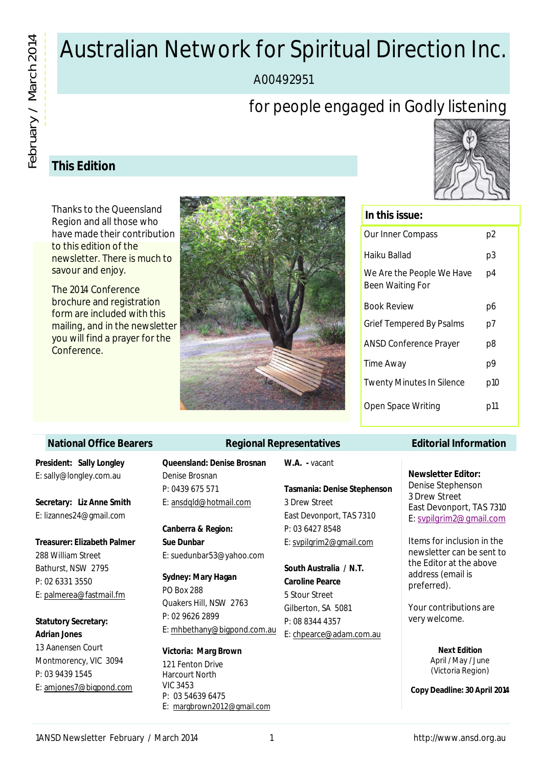# Australian Network for Spiritual Direction Inc.

A00492951

for people engaged in Godly listening

## This Edition

Thanks to the Queensland Region and all those who have made their contribution to this edition of the newsletter. There is much to savour and enjoy.

The 2014 Conference brochure and registration form are included with this mailing, and in the newsletter you will find a prayer for the Conference.

### In this issue:

| | |
|---|---|
| Our Inner Compass | p2 |
| Haiku Ballad | p3 |
| We Are the People We Have Been Waiting For | p4 |
| Book Review | p6 |
| Grief Tempered By Psalms | p7 |
| ANSD Conference Prayer | p8 |
| Time Away | p9 |
| Twenty Minutes In Silence | p10 |
| Open Space Writing | p11 |

### National Office Bearers

**President: Sally Longley**
E: sally@longley.com.au

**Secretary: Liz Anne Smith**
E: lizannes24@gmail.com

**Treasurer: Elizabeth Palmer**
288 William Street
Bathurst, NSW 2795
P: 02 6331 3550
E: palmerea@fastmail.fm

**Statutory Secretary: Adrian Jones**
13 Aanensen Court
Montmorency, VIC 3094
P: 03 9439 1545
E: amjones7@bigpond.com

### Regional Representatives

**Queensland: Denise Brosnan**
Denise Brosnan
P: 0439 675 571
E: ansdqld@hotmail.com

**Canberra & Region: Sue Dunbar**
E: suedunbar53@yahoo.com

**Sydney: Mary Hagan**
PO Box 288
Quakers Hill, NSW 2763
P: 02 9626 2899
E: mhbethany@bigpond.com.au

**Victoria: Marg Brown**
121 Fenton Drive
Harcourt North
VIC 3453
P: 03 54639 6475
E: margbrown2012@gmail.com

**W.A.** - vacant

**Tasmania: Denise Stephenson**
3 Drew Street
East Devonport, TAS 7310
P: 03 6427 8548
E: svpilgrim2@gmail.com

**South Australia / N.T. Caroline Pearce**
5 Stour Street
Gilberton, SA 5081
P: 08 8344 4357
E: chpearce@adam.com.au

### Editorial Information

**Newsletter Editor:**
Denise Stephenson
3 Drew Street
East Devonport, TAS 7310
E: svpilgrim2@gmail.com

Items for inclusion in the newsletter can be sent to the Editor at the above address (email is preferred).

Your contributions are very welcome.

**Next Edition**
April / May / June
(Victoria Region)

**Copy Deadline: 30 April 2014**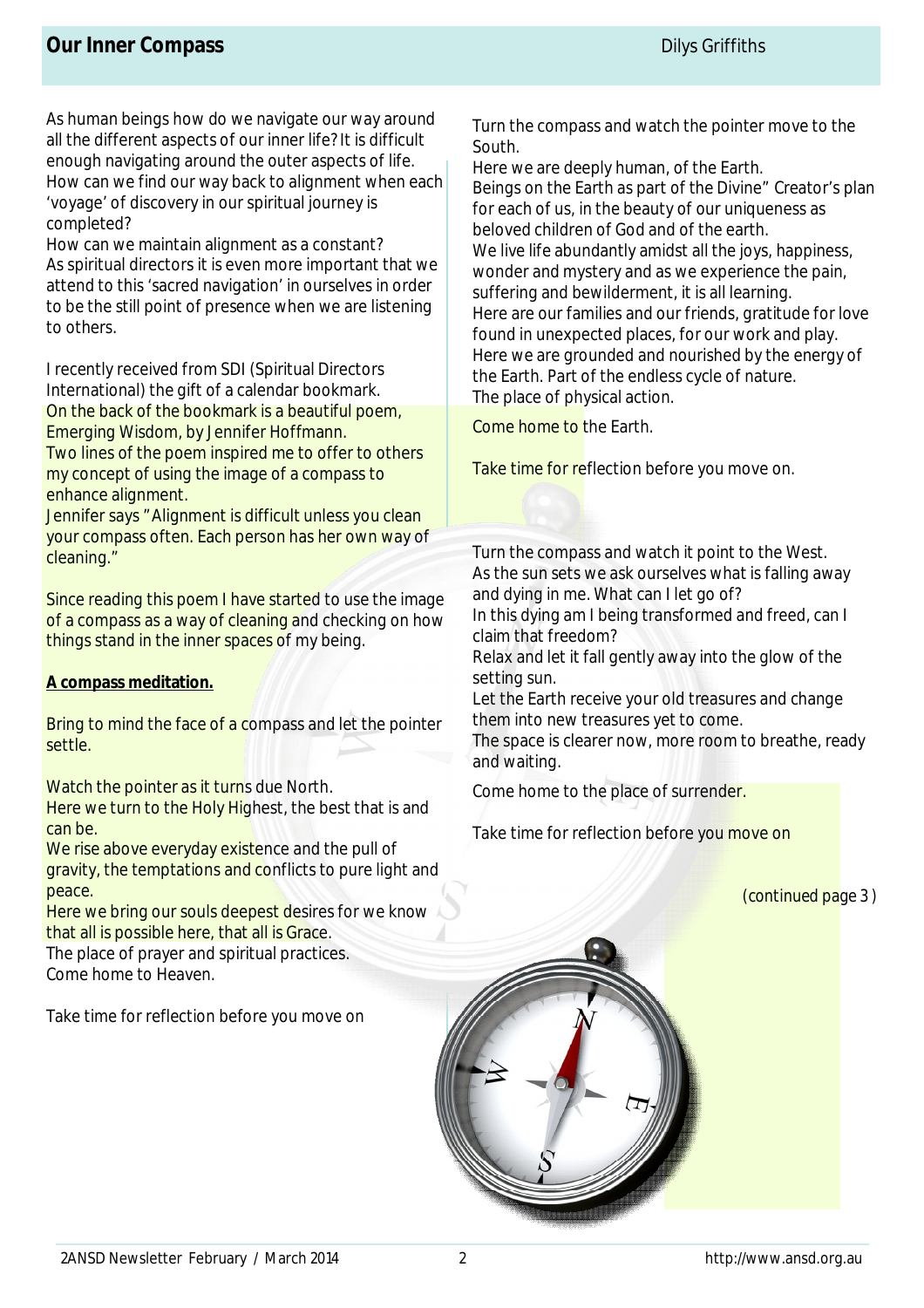## Our Inner Compass

Dilys Griffiths

As human beings how do we navigate our way around all the different aspects of our inner life? It is difficult enough navigating around the outer aspects of life. How can we find our way back to alignment when each 'voyage' of discovery in our spiritual journey is completed?
How can we maintain alignment as a constant?
As spiritual directors it is even more important that we attend to this 'sacred navigation' in ourselves in order to be the still point of presence when we are listening to others.

I recently received from SDI (Spiritual Directors International) the gift of a calendar bookmark.
On the back of the bookmark is a beautiful poem, Emerging Wisdom, by Jennifer Hoffmann.
Two lines of the poem inspired me to offer to others my concept of using the image of a compass to enhance alignment.
Jennifer says "Alignment is difficult unless you clean your compass often. Each person has her own way of cleaning."

Since reading this poem I have started to use the image of a compass as a way of cleaning and checking on how things stand in the inner spaces of my being.

**A compass meditation.**

Bring to mind the face of a compass and let the pointer settle.

Watch the pointer as it turns due North.
Here we turn to the Holy Highest, the best that is and can be.
We rise above everyday existence and the pull of gravity, the temptations and conflicts to pure light and peace.
Here we bring our souls deepest desires for we know that all is possible here, that all is Grace.
The place of prayer and spiritual practices.
Come home to Heaven.

Take time for reflection before you move on

Turn the compass and watch the pointer move to the South.
Here we are deeply human, of the Earth.
Beings on the Earth as part of the Divine" Creator's plan for each of us, in the beauty of our uniqueness as beloved children of God and of the earth.
We live life abundantly amidst all the joys, happiness, wonder and mystery and as we experience the pain, suffering and bewilderment, it is all learning.
Here are our families and our friends, gratitude for love found in unexpected places, for our work and play.
Here we are grounded and nourished by the energy of the Earth. Part of the endless cycle of nature.
The place of physical action.

Come home to the Earth.

Take time for reflection before you move on.

Turn the compass and watch it point to the West.
As the sun sets we ask ourselves what is falling away and dying in me. What can I let go of?
In this dying am I being transformed and freed, can I claim that freedom?
Relax and let it fall gently away into the glow of the setting sun.
Let the Earth receive your old treasures and change them into new treasures yet to come.
The space is clearer now, more room to breathe, ready and waiting.

Come home to the place of surrender.

Take time for reflection before you move on

(continued page 3 )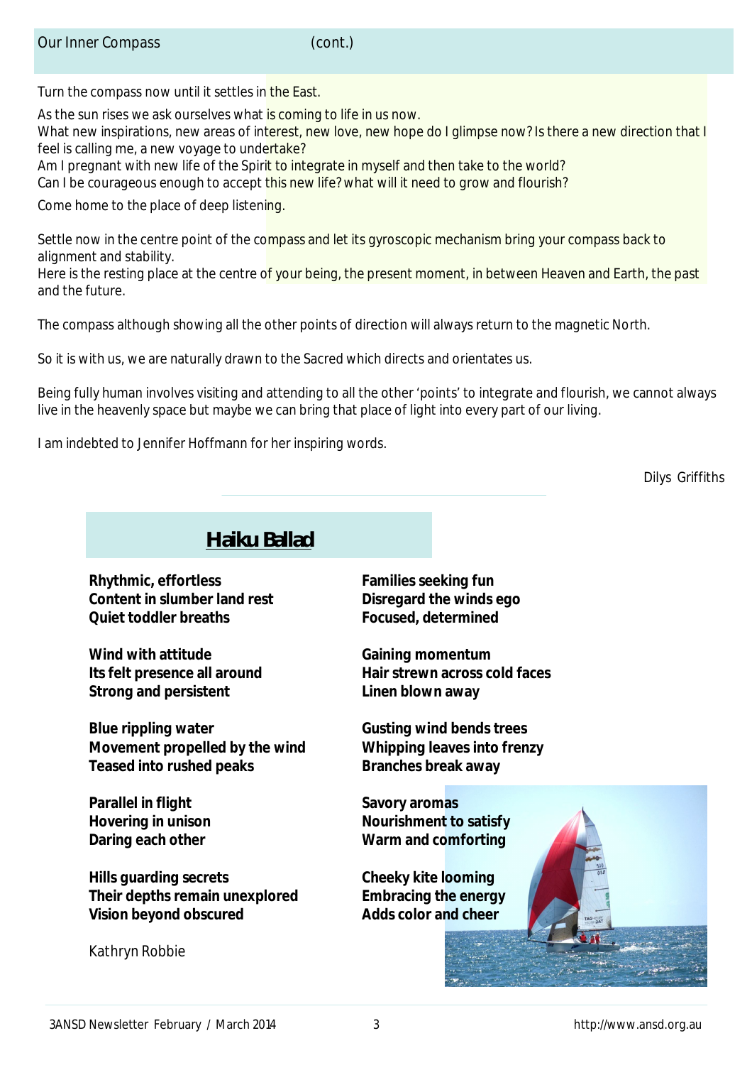## Our Inner Compass (cont.)

Turn the compass now until it settles in the East.

As the sun rises we ask ourselves what is coming to life in us now.
What new inspirations, new areas of interest, new love, new hope do I glimpse now? Is there a new direction that I feel is calling me, a new voyage to undertake?
Am I pregnant with new life of the Spirit to integrate in myself and then take to the world?
Can I be courageous enough to accept this new life? what will it need to grow and flourish?

Come home to the place of deep listening.

Settle now in the centre point of the compass and let its gyroscopic mechanism bring your compass back to alignment and stability.
Here is the resting place at the centre of your being, the present moment, in between Heaven and Earth, the past and the future.

The compass although showing all the other points of direction will always return to the magnetic North.

So it is with us, we are naturally drawn to the Sacred which directs and orientates us.

Being fully human involves visiting and attending to all the other 'points' to integrate and flourish, we cannot always live in the heavenly space but maybe we can bring that place of light into every part of our living.

I am indebted to Jennifer Hoffmann for her inspiring words.

Dilys Griffiths

---

## Haiku Ballad

**Rhythmic, effortless**
**Content in slumber land rest**
**Quiet toddler breaths**

**Wind with attitude**
**Its felt presence all around**
**Strong and persistent**

**Blue rippling water**
**Movement propelled by the wind**
**Teased into rushed peaks**

**Parallel in flight**
**Hovering in unison**
**Daring each other**

**Hills guarding secrets**
**Their depths remain unexplored**
**Vision beyond obscured**

**Families seeking fun**
**Disregard the winds ego**
**Focused, determined**

**Gaining momentum**
**Hair strewn across cold faces**
**Linen blown away**

**Gusting wind bends trees**
**Whipping leaves into frenzy**
**Branches break away**

**Savory aromas**
**Nourishment to satisfy**
**Warm and comforting**

**Cheeky kite looming**
**Embracing the energy**
**Adds color and cheer**

Kathryn Robbie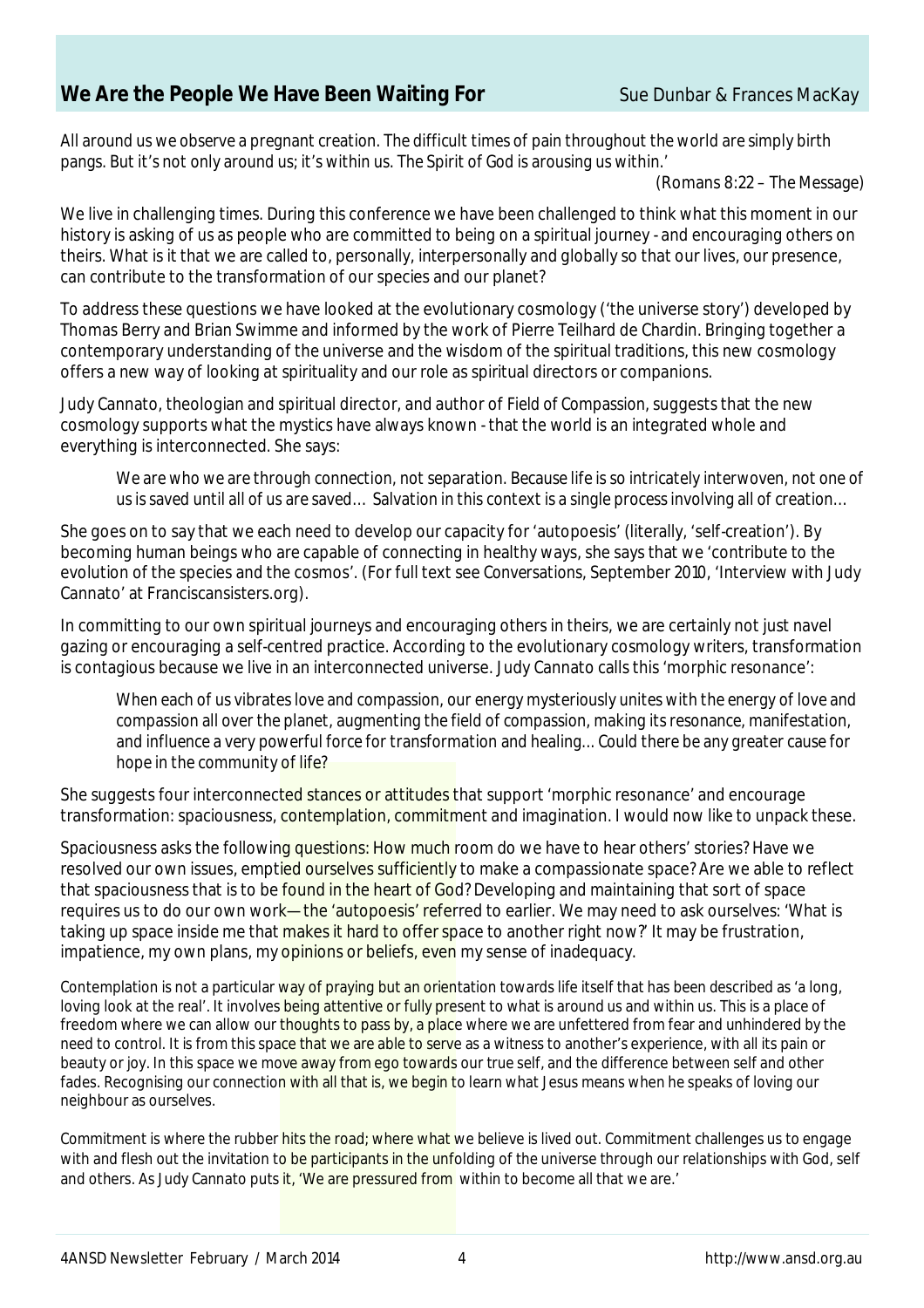## We Are the People We Have Been Waiting For

Sue Dunbar & Frances MacKay

All around us we observe a pregnant creation. The difficult times of pain throughout the world are simply birth pangs. But it's not only around us; it's within us. The Spirit of God is arousing us within.'

(Romans 8:22 – The Message)

We live in challenging times. During this conference we have been challenged to think what this moment in our history is asking of us as people who are committed to being on a spiritual journey - and encouraging others on theirs. What is it that we are called to, personally, interpersonally and globally so that our lives, our presence, can contribute to the transformation of our species and our planet?

To address these questions we have looked at the evolutionary cosmology ('the universe story') developed by Thomas Berry and Brian Swimme and informed by the work of Pierre Teilhard de Chardin. Bringing together a contemporary understanding of the universe and the wisdom of the spiritual traditions, this new cosmology offers a new way of looking at spirituality and our role as spiritual directors or companions.

Judy Cannato, theologian and spiritual director, and author of Field of Compassion, suggests that the new cosmology supports what the mystics have always known - that the world is an integrated whole and everything is interconnected. She says:

> We are who we are through connection, not separation. Because life is so intricately interwoven, not one of us is saved until all of us are saved… Salvation in this context is a single process involving all of creation…

She goes on to say that we each need to develop our capacity for 'autopoesis' (literally, 'self-creation'). By becoming human beings who are capable of connecting in healthy ways, she says that we 'contribute to the evolution of the species and the cosmos'. (For full text see Conversations, September 2010, 'Interview with Judy Cannato' at Franciscansisters.org).

In committing to our own spiritual journeys and encouraging others in theirs, we are certainly not just navel gazing or encouraging a self-centred practice. According to the evolutionary cosmology writers, transformation is contagious because we live in an interconnected universe. Judy Cannato calls this 'morphic resonance':

> When each of us vibrates love and compassion, our energy mysteriously unites with the energy of love and compassion all over the planet, augmenting the field of compassion, making its resonance, manifestation, and influence a very powerful force for transformation and healing… Could there be any greater cause for hope in the community of life?

She suggests four interconnected stances or attitudes that support 'morphic resonance' and encourage transformation: spaciousness, contemplation, commitment and imagination. I would now like to unpack these.

Spaciousness asks the following questions: How much room do we have to hear others' stories? Have we resolved our own issues, emptied ourselves sufficiently to make a compassionate space? Are we able to reflect that spaciousness that is to be found in the heart of God? Developing and maintaining that sort of space requires us to do our own work— the 'autopoesis' referred to earlier. We may need to ask ourselves: 'What is taking up space inside me that makes it hard to offer space to another right now?' It may be frustration, impatience, my own plans, my opinions or beliefs, even my sense of inadequacy.

Contemplation is not a particular way of praying but an orientation towards life itself that has been described as 'a long, loving look at the real'. It involves being attentive or fully present to what is around us and within us. This is a place of freedom where we can allow our thoughts to pass by, a place where we are unfettered from fear and unhindered by the need to control. It is from this space that we are able to serve as a witness to another's experience, with all its pain or beauty or joy. In this space we move away from ego towards our true self, and the difference between self and other fades. Recognising our connection with all that is, we begin to learn what Jesus means when he speaks of loving our neighbour as ourselves.

Commitment is where the rubber hits the road; where what we believe is lived out. Commitment challenges us to engage with and flesh out the invitation to be participants in the unfolding of the universe through our relationships with God, self and others. As Judy Cannato puts it, 'We are pressured from within to become all that we are.'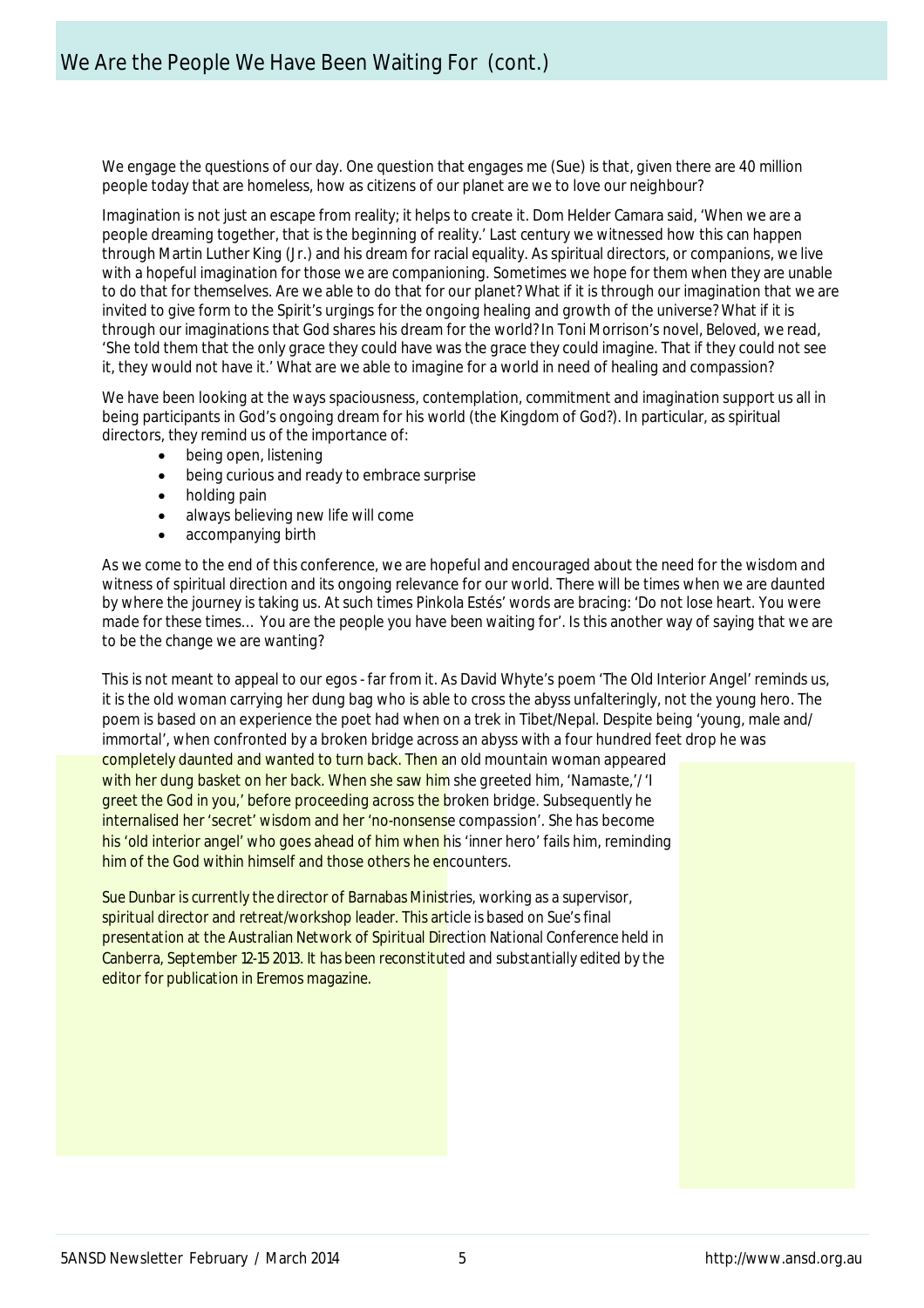## We Are the People We Have Been Waiting For (cont.)

We engage the questions of our day. One question that engages me (Sue) is that, given there are 40 million people today that are homeless, how as citizens of our planet are we to love our neighbour?

Imagination is not just an escape from reality; it helps to create it. Dom Helder Camara said, 'When we are a people dreaming together, that is the beginning of reality.' Last century we witnessed how this can happen through Martin Luther King (Jr.) and his dream for racial equality. As spiritual directors, or companions, we live with a hopeful imagination for those we are companioning. Sometimes we hope for them when they are unable to do that for themselves. Are we able to do that for our planet? What if it is through our imagination that we are invited to give form to the Spirit's urgings for the ongoing healing and growth of the universe? What if it is through our imaginations that God shares his dream for the world? In Toni Morrison's novel, Beloved, we read, 'She told them that the only grace they could have was the grace they could imagine. That if they could not see it, they would not have it.' What are we able to imagine for a world in need of healing and compassion?

We have been looking at the ways spaciousness, contemplation, commitment and imagination support us all in being participants in God's ongoing dream for his world (the Kingdom of God?). In particular, as spiritual directors, they remind us of the importance of:

- being open, listening
- being curious and ready to embrace surprise
- holding pain
- always believing new life will come
- accompanying birth

As we come to the end of this conference, we are hopeful and encouraged about the need for the wisdom and witness of spiritual direction and its ongoing relevance for our world. There will be times when we are daunted by where the journey is taking us. At such times Pinkola Estés' words are bracing: 'Do not lose heart. You were made for these times… You are the people you have been waiting for'. Is this another way of saying that we are to be the change we are wanting?

This is not meant to appeal to our egos - far from it. As David Whyte's poem 'The Old Interior Angel' reminds us, it is the old woman carrying her dung bag who is able to cross the abyss unfalteringly, not the young hero. The poem is based on an experience the poet had when on a trek in Tibet/Nepal. Despite being 'young, male and/ immortal', when confronted by a broken bridge across an abyss with a four hundred feet drop he was completely daunted and wanted to turn back. Then an old mountain woman appeared with her dung basket on her back. When she saw him she greeted him, 'Namaste,'/ 'I greet the God in you,' before proceeding across the broken bridge. Subsequently he internalised her 'secret' wisdom and her 'no-nonsense compassion'. She has become his 'old interior angel' who goes ahead of him when his 'inner hero' fails him, reminding him of the God within himself and those others he encounters.

*Sue Dunbar is currently the director of Barnabas Ministries, working as a supervisor, spiritual director and retreat/workshop leader. This article is based on Sue's final presentation at the Australian Network of Spiritual Direction National Conference held in Canberra, September 12-15 2013. It has been reconstituted and substantially edited by the editor for publication in Eremos magazine.*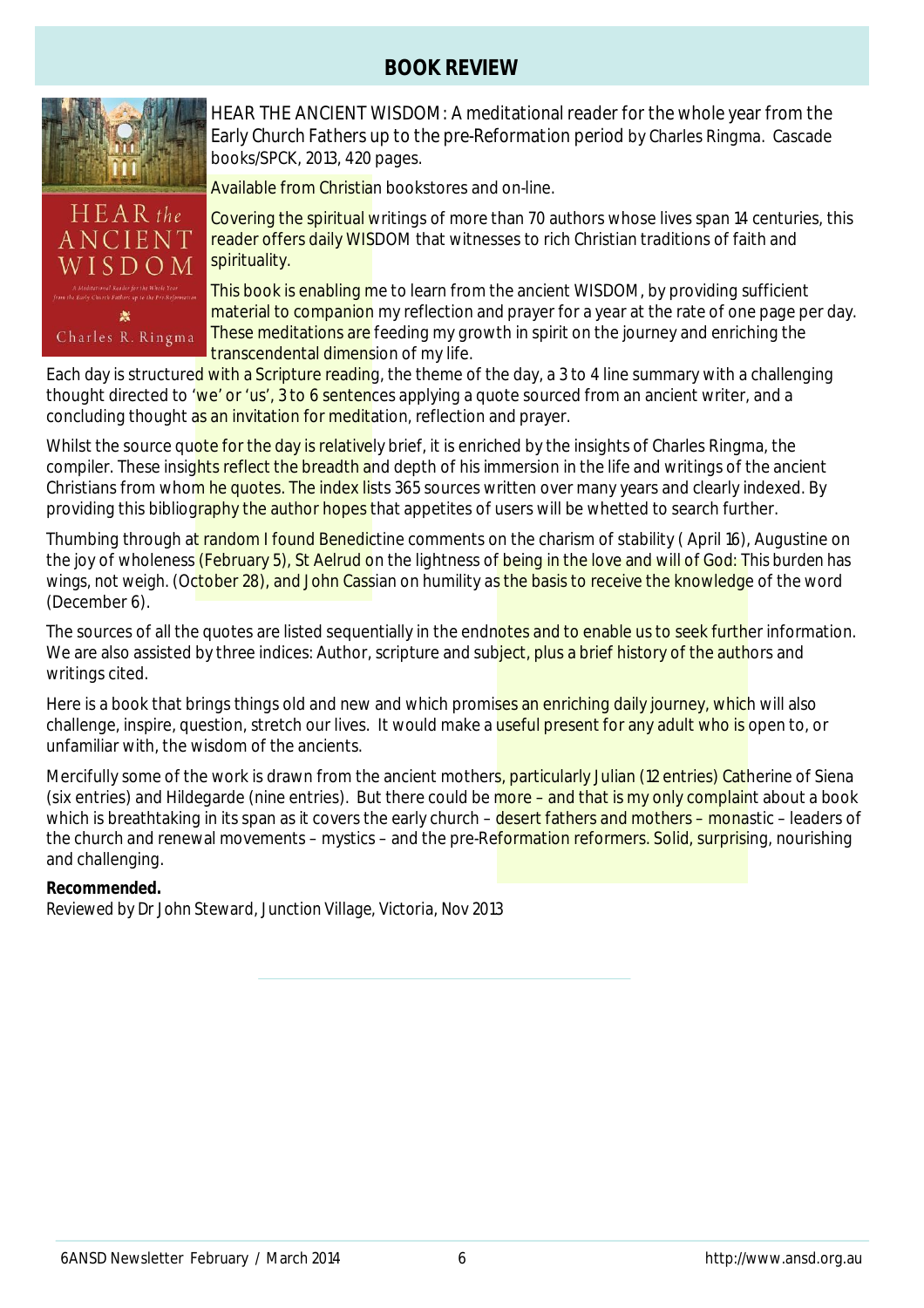# BOOK REVIEW

HEAR THE ANCIENT WISDOM: A meditational reader for the whole year from the Early Church Fathers up to the pre-Reformation period by Charles Ringma. Cascade books/SPCK, 2013, 420 pages.

Available from Christian bookstores and on-line.

Covering the spiritual writings of more than 70 authors whose lives span 14 centuries, this reader offers daily WISDOM that witnesses to rich Christian traditions of faith and spirituality.

This book is enabling me to learn from the ancient WISDOM, by providing sufficient material to companion my reflection and prayer for a year at the rate of one page per day. These meditations are feeding my growth in spirit on the journey and enriching the transcendental dimension of my life.

Each day is structured with a Scripture reading, the theme of the day, a 3 to 4 line summary with a challenging thought directed to 'we' or 'us', 3 to 6 sentences applying a quote sourced from an ancient writer, and a concluding thought as an invitation for meditation, reflection and prayer.

Whilst the source quote for the day is relatively brief, it is enriched by the insights of Charles Ringma, the compiler. These insights reflect the breadth and depth of his immersion in the life and writings of the ancient Christians from whom he quotes. The index lists 365 sources written over many years and clearly indexed. By providing this bibliography the author hopes that appetites of users will be whetted to search further.

Thumbing through at random I found Benedictine comments on the charism of stability ( April 16), Augustine on the joy of wholeness (February 5), St Aelrud on the lightness of being in the love and will of God: This burden has wings, not weigh. (October 28), and John Cassian on humility as the basis to receive the knowledge of the word (December 6).

The sources of all the quotes are listed sequentially in the endnotes and to enable us to seek further information. We are also assisted by three indices: Author, scripture and subject, plus a brief history of the authors and writings cited.

Here is a book that brings things old and new and which promises an enriching daily journey, which will also challenge, inspire, question, stretch our lives. It would make a useful present for any adult who is open to, or unfamiliar with, the wisdom of the ancients.

Mercifully some of the work is drawn from the ancient mothers, particularly Julian (12 entries) Catherine of Siena (six entries) and Hildegarde (nine entries). But there could be more – and that is my only complaint about a book which is breathtaking in its span as it covers the early church – desert fathers and mothers – monastic – leaders of the church and renewal movements – mystics – and the pre-Reformation reformers. Solid, surprising, nourishing and challenging.

**Recommended.**

Reviewed by Dr John Steward, Junction Village, Victoria, Nov 2013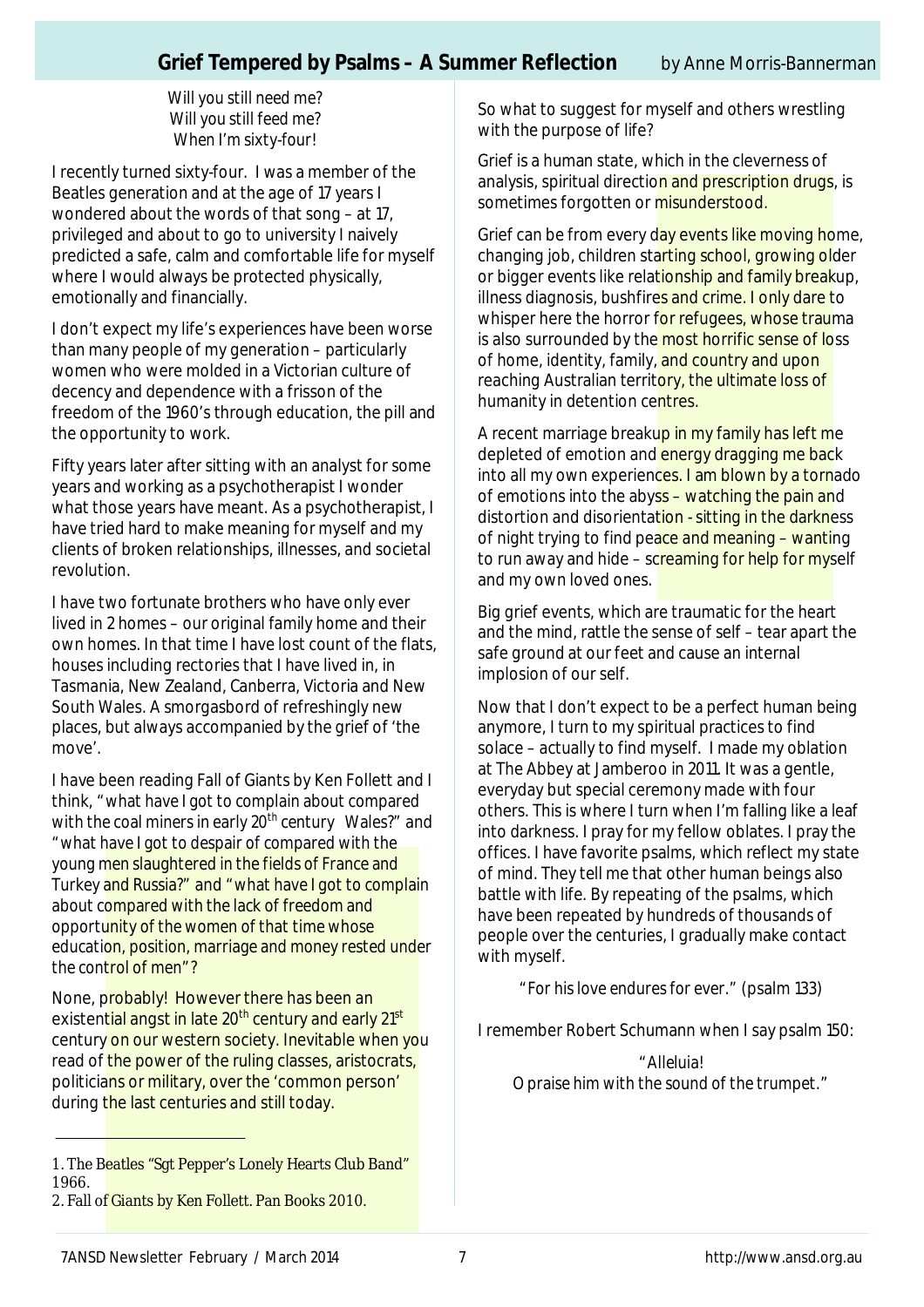## Grief Tempered by Psalms – A Summer Reflection

by Anne Morris-Bannerman

*Will you still need me?*
*Will you still feed me?*
*When I'm sixty-four!*

I recently turned sixty-four. I was a member of the Beatles generation and at the age of 17 years I wondered about the words of that song – at 17, privileged and about to go to university I naively predicted a safe, calm and comfortable life for myself where I would always be protected physically, emotionally and financially.

I don't expect my life's experiences have been worse than many people of my generation – particularly women who were molded in a Victorian culture of decency and dependence with a frisson of the freedom of the 1960's through education, the pill and the opportunity to work.

Fifty years later after sitting with an analyst for some years and working as a psychotherapist I wonder what those years have meant. As a psychotherapist, I have tried hard to make meaning for myself and my clients of broken relationships, illnesses, and societal revolution.

I have two fortunate brothers who have only ever lived in 2 homes – our original family home and their own homes. In that time I have lost count of the flats, houses including rectories that I have lived in, in Tasmania, New Zealand, Canberra, Victoria and New South Wales. A smorgasbord of refreshingly new places, but always accompanied by the grief of 'the move'.

I have been reading Fall of Giants by Ken Follett and I think, "what have I got to complain about compared with the coal miners in early 20th century Wales?" and "what have I got to despair of compared with the young men slaughtered in the fields of France and Turkey and Russia?" and "what have I got to complain about compared with the lack of freedom and opportunity of the women of that time whose education, position, marriage and money rested under the control of men"?

None, probably! However there has been an existential angst in late 20th century and early 21st century on our western society. Inevitable when you read of the power of the ruling classes, aristocrats, politicians or military, over the 'common person' during the last centuries and still today.

So what to suggest for myself and others wrestling with the purpose of life?

Grief is a human state, which in the cleverness of analysis, spiritual direction and prescription drugs, is sometimes forgotten or misunderstood.

Grief can be from every day events like moving home, changing job, children starting school, growing older or bigger events like relationship and family breakup, illness diagnosis, bushfires and crime. I only dare to whisper here the horror for refugees, whose trauma is also surrounded by the most horrific sense of loss of home, identity, family, and country and upon reaching Australian territory, the ultimate loss of humanity in detention centres.

A recent marriage breakup in my family has left me depleted of emotion and energy dragging me back into all my own experiences. I am blown by a tornado of emotions into the abyss – watching the pain and distortion and disorientation - sitting in the darkness of night trying to find peace and meaning – wanting to run away and hide – screaming for help for myself and my own loved ones.

Big grief events, which are traumatic for the heart and the mind, rattle the sense of self – tear apart the safe ground at our feet and cause an internal implosion of our self.

Now that I don't expect to be a perfect human being anymore, I turn to my spiritual practices to find solace – actually to find myself. I made my oblation at The Abbey at Jamberoo in 2011. It was a gentle, everyday but special ceremony made with four others. This is where I turn when I'm falling like a leaf into darkness. I pray for my fellow oblates. I pray the offices. I have favorite psalms, which reflect my state of mind. They tell me that other human beings also battle with life. By repeating of the psalms, which have been repeated by hundreds of thousands of people over the centuries, I gradually make contact with myself.

"For his love endures for ever." (psalm 133)

I remember Robert Schumann when I say psalm 150:

"Alleluia!
O praise him with the sound of the trumpet."

---

1. The Beatles "Sgt Pepper's Lonely Hearts Club Band" 1966.
2. Fall of Giants by Ken Follett. Pan Books 2010.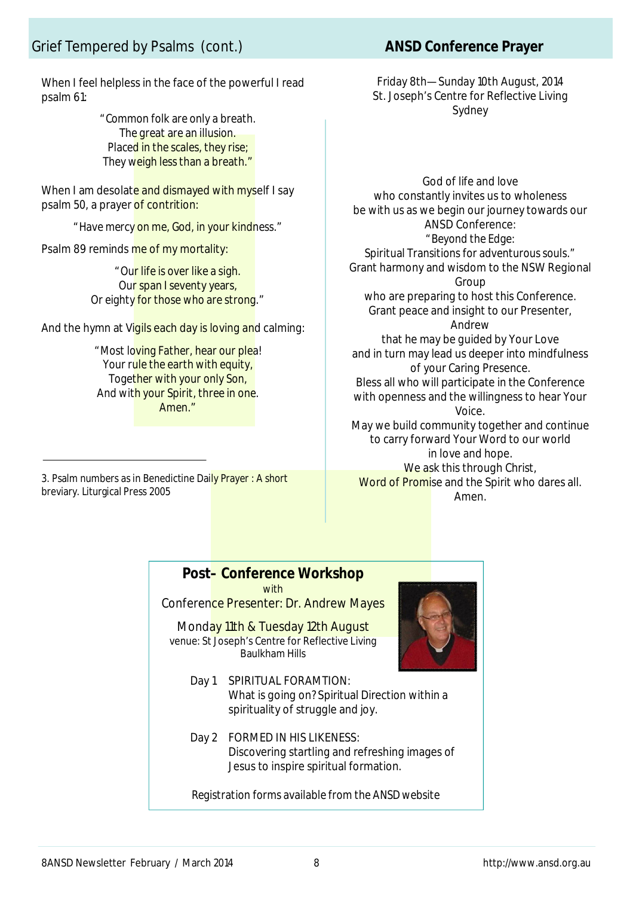## Grief Tempered by Psalms (cont.)

When I feel helpless in the face of the powerful I read psalm 61:

> "Common folk are only a breath.
> The great are an illusion.
> Placed in the scales, they rise;
> They weigh less than a breath."

When I am desolate and dismayed with myself I say psalm 50, a prayer of contrition:

> "Have mercy on me, God, in your kindness."

Psalm 89 reminds me of my mortality:

> "Our life is over like a sigh.
> Our span I seventy years,
> Or eighty for those who are strong."

And the hymn at Vigils each day is loving and calming:

> "Most loving Father, hear our plea!
> Your rule the earth with equity,
> Together with your only Son,
> And with your Spirit, three in one.
> Amen."

---

3. Psalm numbers as in Benedictine Daily Prayer : A short breviary. Liturgical Press 2005

## ANSD Conference Prayer

Friday 8th—Sunday 10th August, 2014
St. Joseph's Centre for Reflective Living
Sydney

God of life and love
who constantly invites us to wholeness
be with us as we begin our journey towards our ANSD Conference:
"Beyond the Edge:
Spiritual Transitions for adventurous souls."
Grant harmony and wisdom to the NSW Regional Group
who are preparing to host this Conference.
Grant peace and insight to our Presenter, Andrew
that he may be guided by Your Love
and in turn may lead us deeper into mindfulness of your Caring Presence.
Bless all who will participate in the Conference
with openness and the willingness to hear Your Voice.
May we build community together and continue to carry forward Your Word to our world
in love and hope.
We ask this through Christ,
Word of Promise and the Spirit who dares all.
Amen.

### Post– Conference Workshop

with

Conference Presenter: Dr. Andrew Mayes

Monday 11th & Tuesday 12th August
venue: St Joseph's Centre for Reflective Living
Baulkham Hills

Day 1 SPIRITUAL FORAMTION:
What is going on? Spiritual Direction within a spirituality of struggle and joy.

Day 2 FORMED IN HIS LIKENESS:
Discovering startling and refreshing images of Jesus to inspire spiritual formation.

Registration forms available from the ANSD website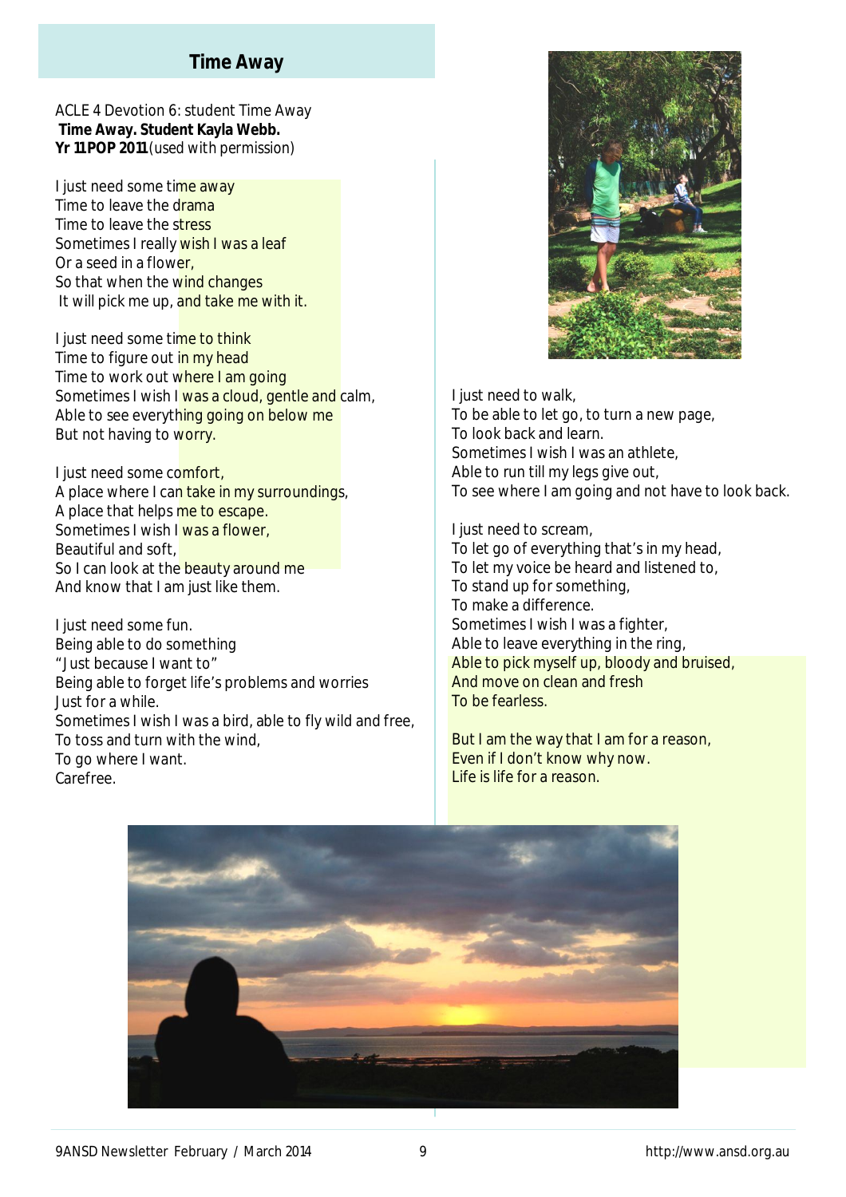## Time Away

ACLE 4 Devotion 6: student Time Away
**Time Away. Student Kayla Webb.**
**Yr 11 POP 2011** (used with permission)

I just need some time away
Time to leave the drama
Time to leave the stress
Sometimes I really wish I was a leaf
Or a seed in a flower,
So that when the wind changes
It will pick me up, and take me with it.

I just need some time to think
Time to figure out in my head
Time to work out where I am going
Sometimes I wish I was a cloud, gentle and calm,
Able to see everything going on below me
But not having to worry.

I just need some comfort,
A place where I can take in my surroundings,
A place that helps me to escape.
Sometimes I wish I was a flower,
Beautiful and soft,
So I can look at the beauty around me
And know that I am just like them.

I just need some fun.
Being able to do something
"Just because I want to"
Being able to forget life's problems and worries
Just for a while.
Sometimes I wish I was a bird, able to fly wild and free,
To toss and turn with the wind,
To go where I want.
Carefree.

I just need to walk,
To be able to let go, to turn a new page,
To look back and learn.
Sometimes I wish I was an athlete,
Able to run till my legs give out,
To see where I am going and not have to look back.

I just need to scream,
To let go of everything that's in my head,
To let my voice be heard and listened to,
To stand up for something,
To make a difference.
Sometimes I wish I was a fighter,
Able to leave everything in the ring,
Able to pick myself up, bloody and bruised,
And move on clean and fresh
To be fearless.

But I am the way that I am for a reason,
Even if I don't know why now.
Life is life for a reason.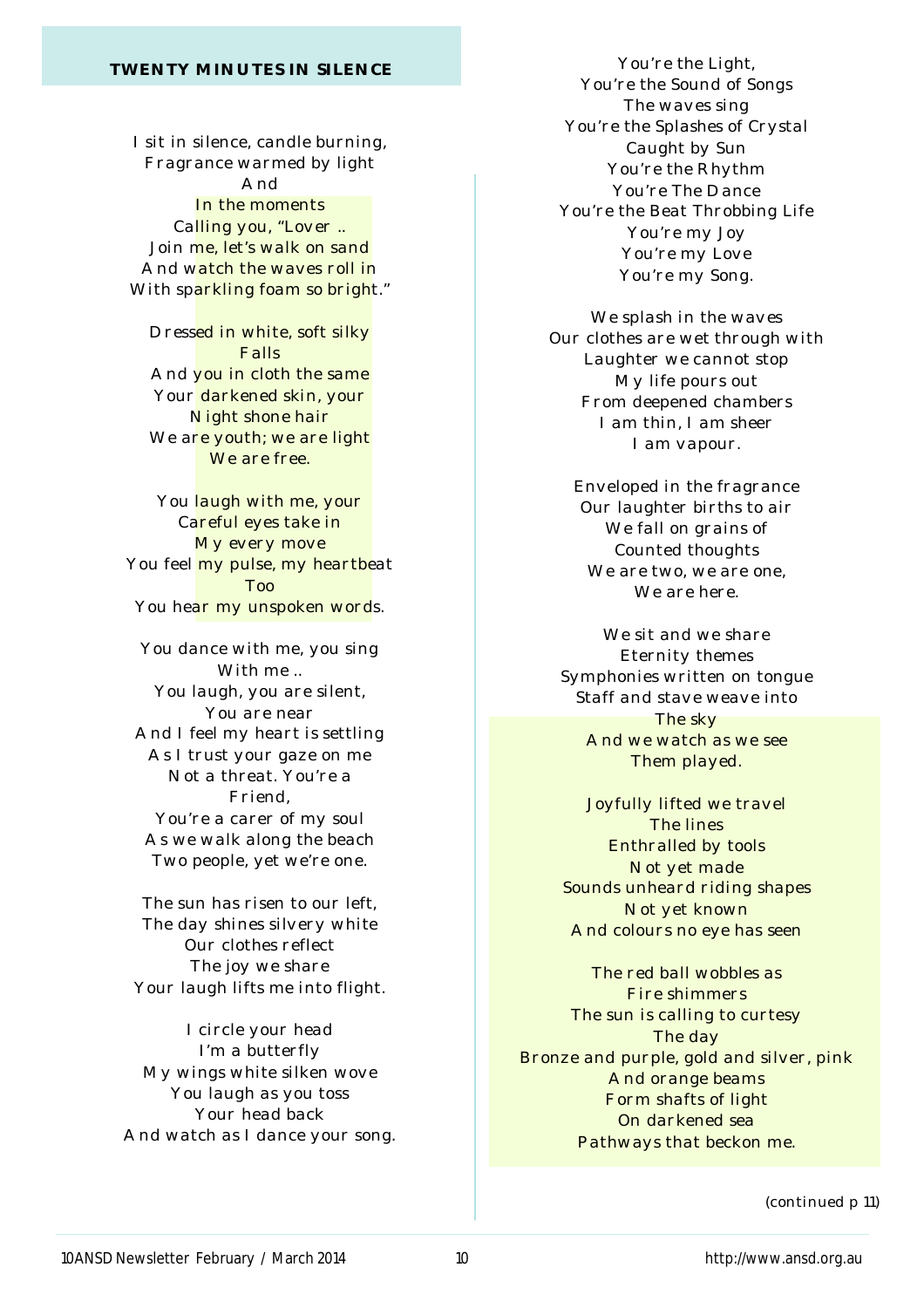### TWENTY MINUTES IN SILENCE

I sit in silence, candle burning,  
Fragrance warmed by light  
And  
In the moments  
Calling you, “Lover ..  
Join me, let’s walk on sand  
And watch the waves roll in  
With sparkling foam so bright.”

Dressed in white, soft silky  
Falls  
And you in cloth the same  
Your darkened skin, your  
Night shone hair  
We are youth; we are light  
We are free.

You laugh with me, your  
Careful eyes take in  
My every move  
You feel my pulse, my heartbeat  
Too  
You hear my unspoken words.

You dance with me, you sing  
With me ..  
You laugh, you are silent,  
You are near  
And I feel my heart is settling  
As I trust your gaze on me  
Not a threat. You’re a  
Friend,  
You’re a carer of my soul  
As we walk along the beach  
Two people, yet we’re one.

The sun has risen to our left,  
The day shines silvery white  
Our clothes reflect  
The joy we share  
Your laugh lifts me into flight.

I circle your head  
I’m a butterfly  
My wings white silken wove  
You laugh as you toss  
Your head back  
And watch as I dance your song.

You’re the Light,  
You’re the Sound of Songs  
The waves sing  
You’re the Splashes of Crystal  
Caught by Sun  
You’re the Rhythm  
You’re The Dance  
You’re the Beat Throbbing Life  
You’re my Joy  
You’re my Love  
You’re my Song.

We splash in the waves  
Our clothes are wet through with  
Laughter we cannot stop  
My life pours out  
From deepened chambers  
I am thin, I am sheer  
I am vapour.

Enveloped in the fragrance  
Our laughter births to air  
We fall on grains of  
Counted thoughts  
We are two, we are one,  
We are here.

We sit and we share  
Eternity themes  
Symphonies written on tongue  
Staff and stave weave into  
The sky  
And we watch as we see  
Them played.

Joyfully lifted we travel  
The lines  
Enthralled by tools  
Not yet made  
Sounds unheard riding shapes  
Not yet known  
And colours no eye has seen

The red ball wobbles as  
Fire shimmers  
The sun is calling to curtesy  
The day  
Bronze and purple, gold and silver, pink  
And orange beams  
Form shafts of light  
On darkened sea  
Pathways that beckon me.

(continued p 11)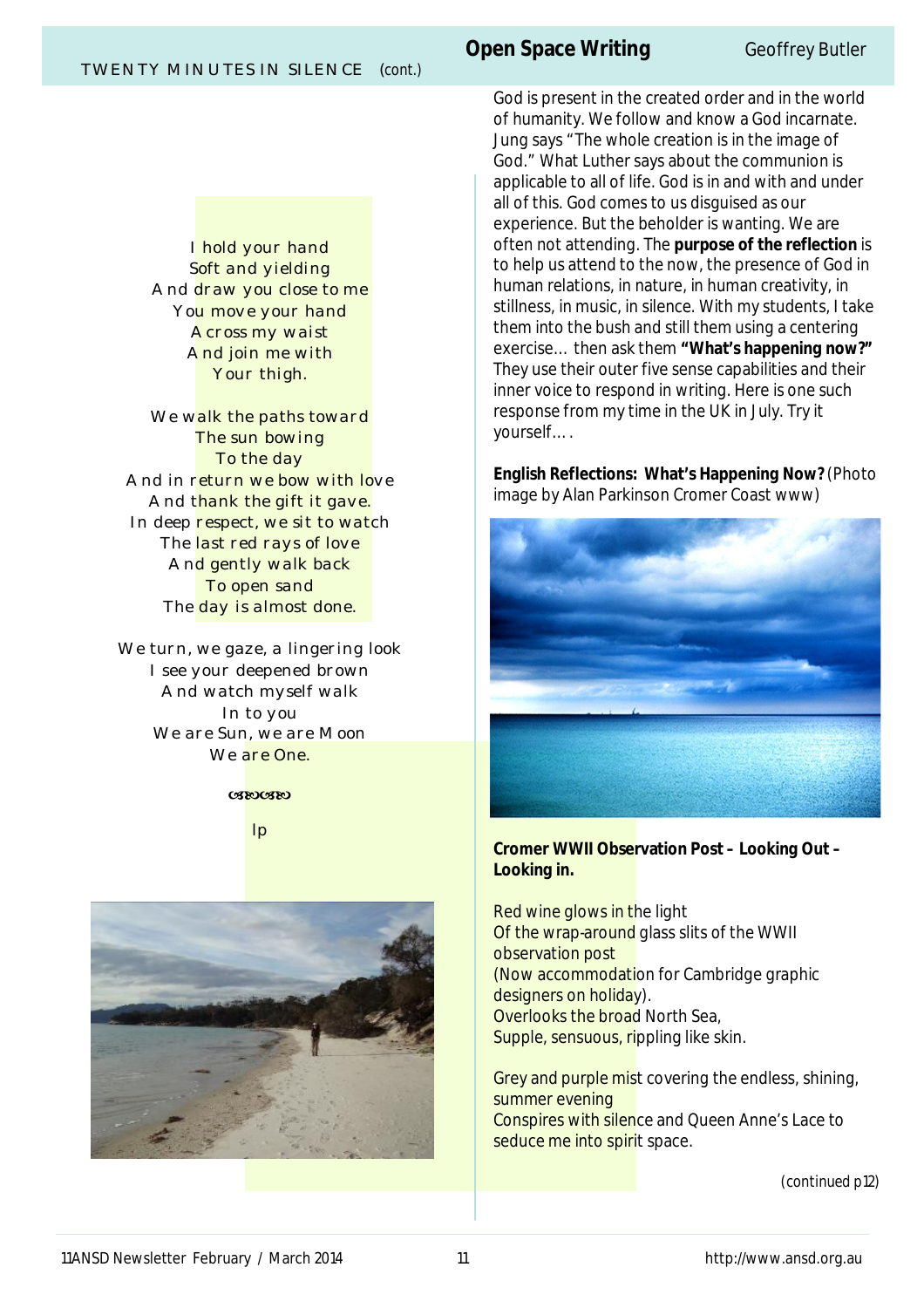TWENTY MINUTES IN SILENCE (cont.)

I hold your hand
Soft and yielding
And draw you close to me
You move your hand
Across my waist
And join me with
Your thigh.

We walk the paths toward
The sun bowing
To the day
And in return we bow with love
And thank the gift it gave.
In deep respect, we sit to watch
The last red rays of love
And gently walk back
To open sand
The day is almost done.

We turn, we gaze, a lingering look
I see your deepened brown
And watch myself walk
In to you
We are Sun, we are Moon
We are One.

lp

## Open Space Writing

Geoffrey Butler

God is present in the created order and in the world of humanity. We follow and know a God incarnate. Jung says "The whole creation is in the image of God." What Luther says about the communion is applicable to all of life. God is in and with and under all of this. God comes to us disguised as our experience. But the beholder is wanting. We are often not attending. The **purpose of the reflection** is to help us attend to the now, the presence of God in human relations, in nature, in human creativity, in stillness, in music, in silence. With my students, I take them into the bush and still them using a centering exercise… then ask them **"What's happening now?"** They use their outer five sense capabilities and their inner voice to respond in writing. Here is one such response from my time in the UK in July. Try it yourself….

**English Reflections: What's Happening Now?** (Photo image by Alan Parkinson Cromer Coast www)

**Cromer WWII Observation Post – Looking Out – Looking in.**

Red wine glows in the light
Of the wrap-around glass slits of the WWII observation post
(Now accommodation for Cambridge graphic designers on holiday).
Overlooks the broad North Sea,
Supple, sensuous, rippling like skin.

Grey and purple mist covering the endless, shining, summer evening
Conspires with silence and Queen Anne's Lace to seduce me into spirit space.

(continued p12)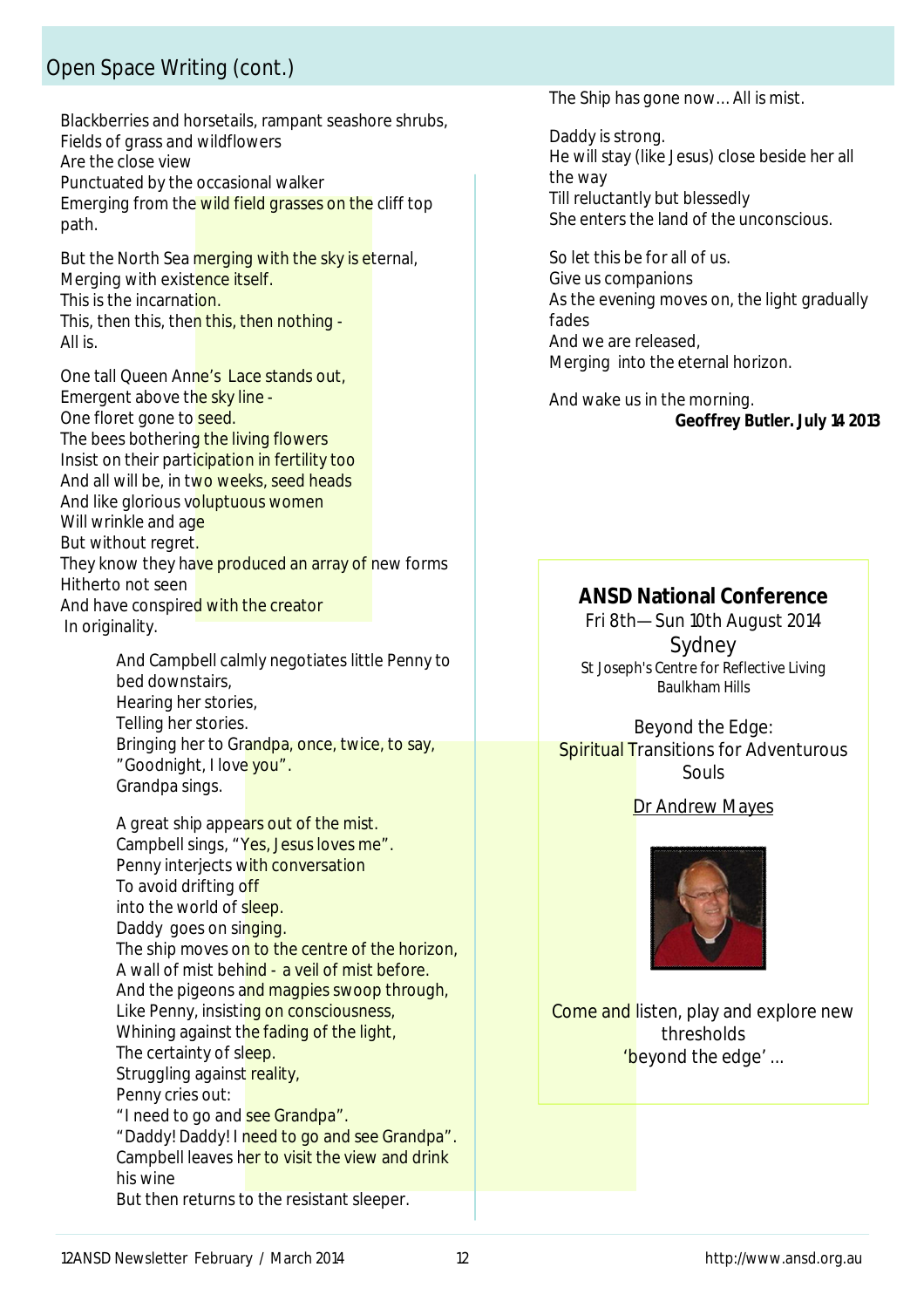## Open Space Writing (cont.)

Blackberries and horsetails, rampant seashore shrubs,
Fields of grass and wildflowers
Are the close view
Punctuated by the occasional walker
Emerging from the wild field grasses on the cliff top path.

But the North Sea merging with the sky is eternal,
Merging with existence itself.
This is the incarnation.
This, then this, then this, then nothing -
All is.

One tall Queen Anne's Lace stands out,
Emergent above the sky line -
One floret gone to seed.
The bees bothering the living flowers
Insist on their participation in fertility too
And all will be, in two weeks, seed heads
And like glorious voluptuous women
Will wrinkle and age
But without regret.
They know they have produced an array of new forms
Hitherto not seen
And have conspired with the creator
In originality.

And Campbell calmly negotiates little Penny to bed downstairs,
Hearing her stories,
Telling her stories.
Bringing her to Grandpa, once, twice, to say,
"Goodnight, I love you".
Grandpa sings.

A great ship appears out of the mist.
Campbell sings, "Yes, Jesus loves me".
Penny interjects with conversation
To avoid drifting off
into the world of sleep.
Daddy goes on singing.
The ship moves on to the centre of the horizon,
A wall of mist behind - a veil of mist before.
And the pigeons and magpies swoop through,
Like Penny, insisting on consciousness,
Whining against the fading of the light,
The certainty of sleep.
Struggling against reality,
Penny cries out:
"I need to go and see Grandpa".
"Daddy! Daddy! I need to go and see Grandpa".
Campbell leaves her to visit the view and drink his wine
But then returns to the resistant sleeper.

The Ship has gone now… All is mist.

Daddy is strong.
He will stay (like Jesus) close beside her all the way
Till reluctantly but blessedly
She enters the land of the unconscious.

So let this be for all of us.
Give us companions
As the evening moves on, the light gradually fades
And we are released,
Merging into the eternal horizon.

And wake us in the morning.

**Geoffrey Butler. July 14 2013**

---

**ANSD National Conference**

Fri 8th—Sun 10th August 2014

Sydney

St Joseph's Centre for Reflective Living
Baulkham Hills

Beyond the Edge:
Spiritual Transitions for Adventurous Souls

Dr Andrew Mayes

Come and listen, play and explore new thresholds
'beyond the edge' …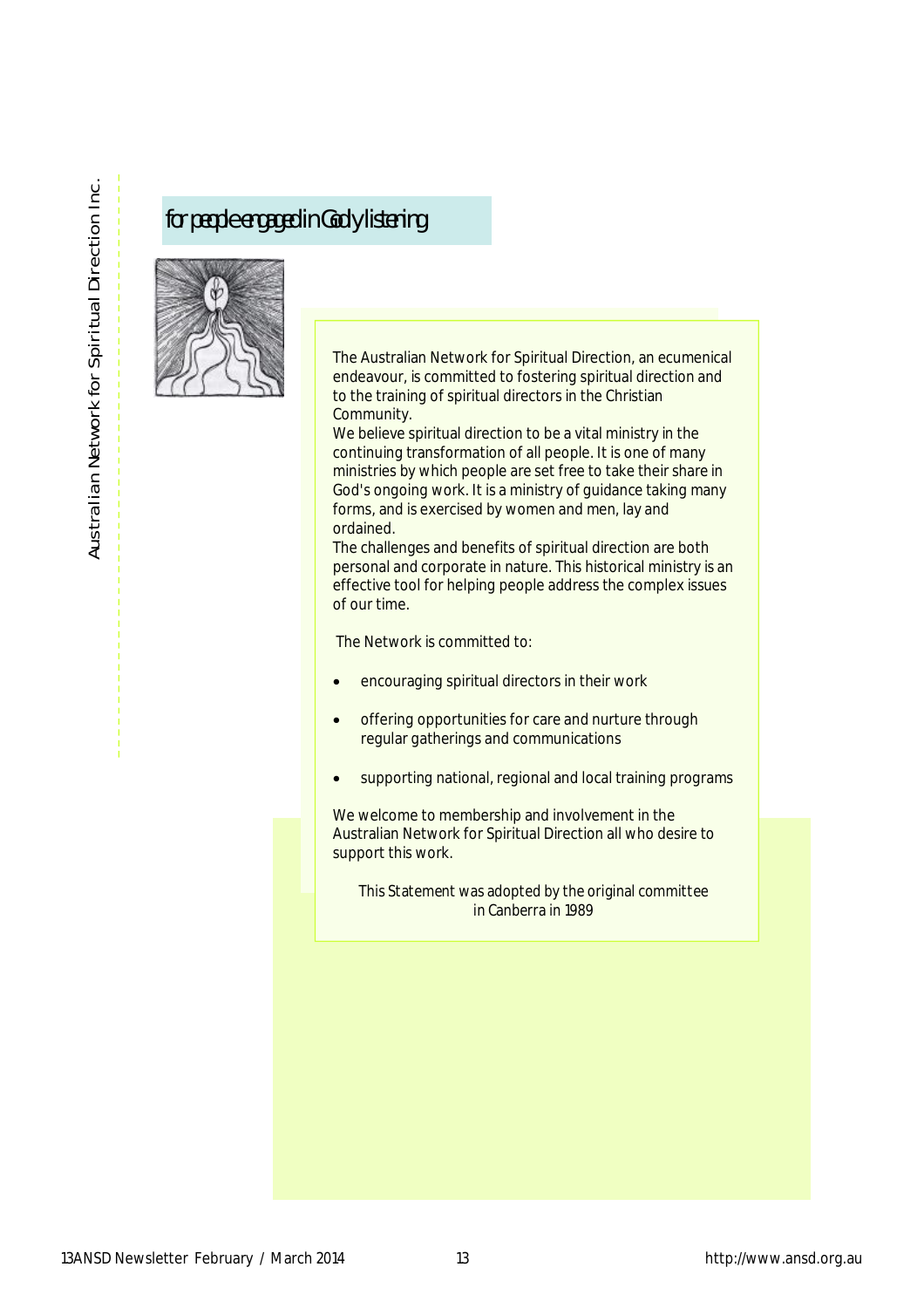Australian Network for Spiritual Direction Inc.

## for people engaged in Godly listening

The Australian Network for Spiritual Direction, an ecumenical endeavour, is committed to fostering spiritual direction and to the training of spiritual directors in the Christian Community.

We believe spiritual direction to be a vital ministry in the continuing transformation of all people. It is one of many ministries by which people are set free to take their share in God's ongoing work. It is a ministry of guidance taking many forms, and is exercised by women and men, lay and ordained.

The challenges and benefits of spiritual direction are both personal and corporate in nature. This historical ministry is an effective tool for helping people address the complex issues of our time.

The Network is committed to:

- encouraging spiritual directors in their work
- offering opportunities for care and nurture through regular gatherings and communications
- supporting national, regional and local training programs

We welcome to membership and involvement in the Australian Network for Spiritual Direction all who desire to support this work.

This Statement was adopted by the original committee in Canberra in 1989